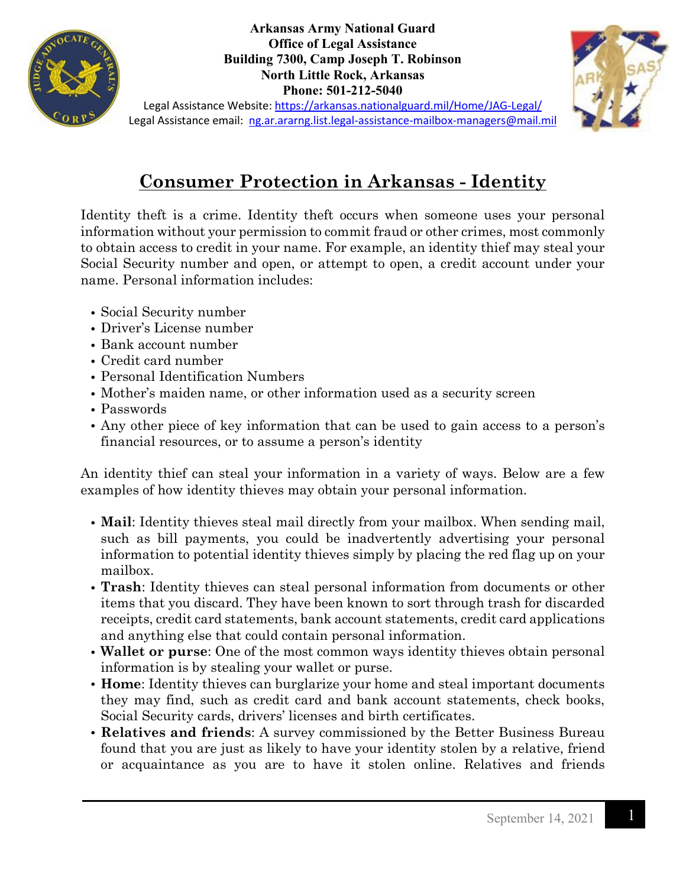**Arkansas Army National Guard**
**Office of Legal Assistance**
**Building 7300, Camp Joseph T. Robinson**
**North Little Rock, Arkansas**
**Phone: 501-212-5040**

Legal Assistance Website: https://arkansas.nationalguard.mil/Home/JAG-Legal/
Legal Assistance email: ng.ar.ararng.list.legal-assistance-mailbox-managers@mail.mil

# Consumer Protection in Arkansas - Identity

Identity theft is a crime. Identity theft occurs when someone uses your personal information without your permission to commit fraud or other crimes, most commonly to obtain access to credit in your name. For example, an identity thief may steal your Social Security number and open, or attempt to open, a credit account under your name. Personal information includes:

- Social Security number
- Driver's License number
- Bank account number
- Credit card number
- Personal Identification Numbers
- Mother's maiden name, or other information used as a security screen
- Passwords
- Any other piece of key information that can be used to gain access to a person's financial resources, or to assume a person's identity

An identity thief can steal your information in a variety of ways. Below are a few examples of how identity thieves may obtain your personal information.

- **Mail**: Identity thieves steal mail directly from your mailbox. When sending mail, such as bill payments, you could be inadvertently advertising your personal information to potential identity thieves simply by placing the red flag up on your mailbox.
- **Trash**: Identity thieves can steal personal information from documents or other items that you discard. They have been known to sort through trash for discarded receipts, credit card statements, bank account statements, credit card applications and anything else that could contain personal information.
- **Wallet or purse**: One of the most common ways identity thieves obtain personal information is by stealing your wallet or purse.
- **Home**: Identity thieves can burglarize your home and steal important documents they may find, such as credit card and bank account statements, check books, Social Security cards, drivers' licenses and birth certificates.
- **Relatives and friends**: A survey commissioned by the Better Business Bureau found that you are just as likely to have your identity stolen by a relative, friend or acquaintance as you are to have it stolen online. Relatives and friends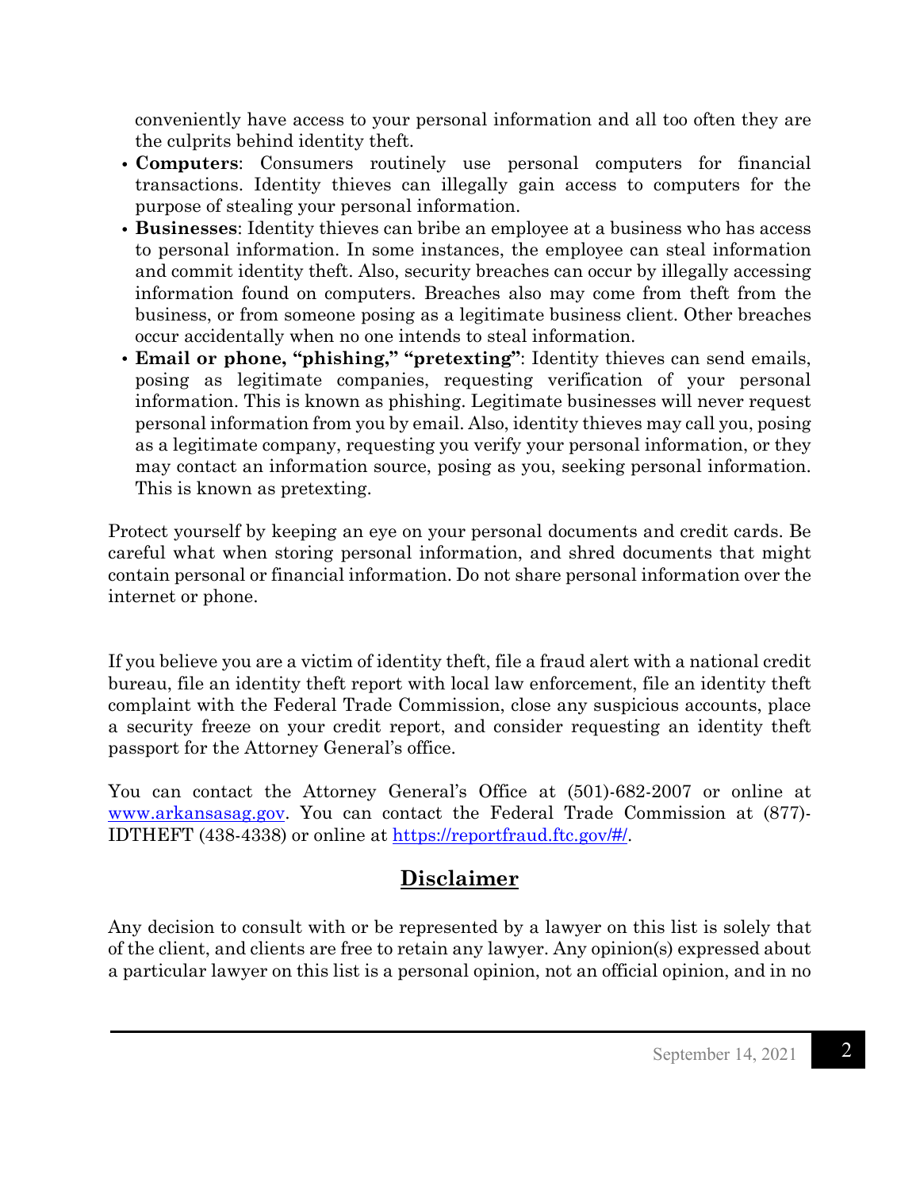conveniently have access to your personal information and all too often they are the culprits behind identity theft.

- **Computers**: Consumers routinely use personal computers for financial transactions. Identity thieves can illegally gain access to computers for the purpose of stealing your personal information.
- **Businesses**: Identity thieves can bribe an employee at a business who has access to personal information. In some instances, the employee can steal information and commit identity theft. Also, security breaches can occur by illegally accessing information found on computers. Breaches also may come from theft from the business, or from someone posing as a legitimate business client. Other breaches occur accidentally when no one intends to steal information.
- **Email or phone, "phishing," "pretexting"**: Identity thieves can send emails, posing as legitimate companies, requesting verification of your personal information. This is known as phishing. Legitimate businesses will never request personal information from you by email. Also, identity thieves may call you, posing as a legitimate company, requesting you verify your personal information, or they may contact an information source, posing as you, seeking personal information. This is known as pretexting.

Protect yourself by keeping an eye on your personal documents and credit cards. Be careful what when storing personal information, and shred documents that might contain personal or financial information. Do not share personal information over the internet or phone.

If you believe you are a victim of identity theft, file a fraud alert with a national credit bureau, file an identity theft report with local law enforcement, file an identity theft complaint with the Federal Trade Commission, close any suspicious accounts, place a security freeze on your credit report, and consider requesting an identity theft passport for the Attorney General's office.

You can contact the Attorney General's Office at (501)-682-2007 or online at [www.arkansasag.gov](http://www.arkansasag.gov). You can contact the Federal Trade Commission at (877)-IDTHEFT (438-4338) or online at [https://reportfraud.ftc.gov/#/](https://reportfraud.ftc.gov/#/).

## Disclaimer

Any decision to consult with or be represented by a lawyer on this list is solely that of the client, and clients are free to retain any lawyer. Any opinion(s) expressed about a particular lawyer on this list is a personal opinion, not an official opinion, and in no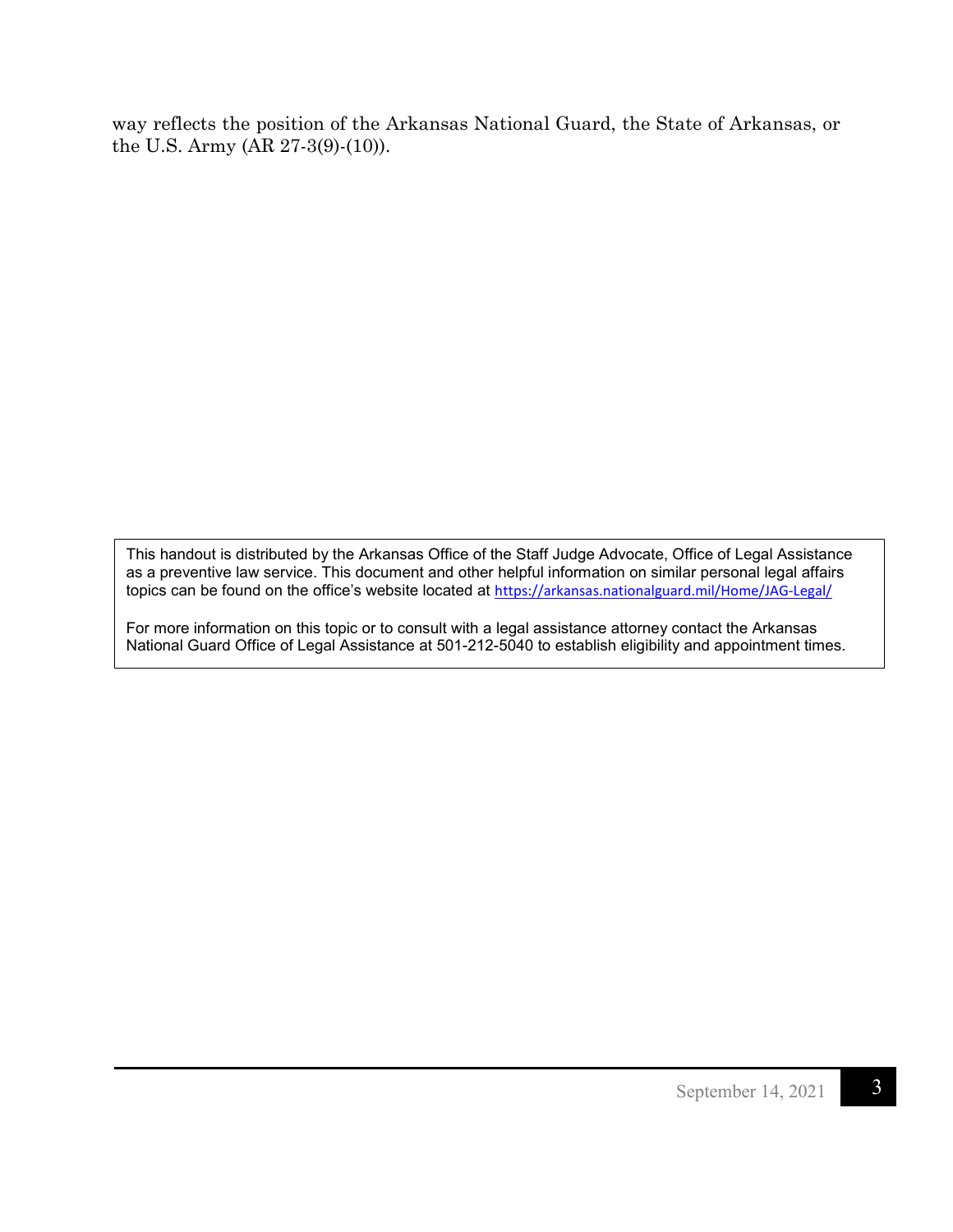way reflects the position of the Arkansas National Guard, the State of Arkansas, or the U.S. Army (AR 27-3(9)-(10)).

This handout is distributed by the Arkansas Office of the Staff Judge Advocate, Office of Legal Assistance as a preventive law service. This document and other helpful information on similar personal legal affairs topics can be found on the office's website located at https://arkansas.nationalguard.mil/Home/JAG-Legal/

For more information on this topic or to consult with a legal assistance attorney contact the Arkansas National Guard Office of Legal Assistance at 501-212-5040 to establish eligibility and appointment times.